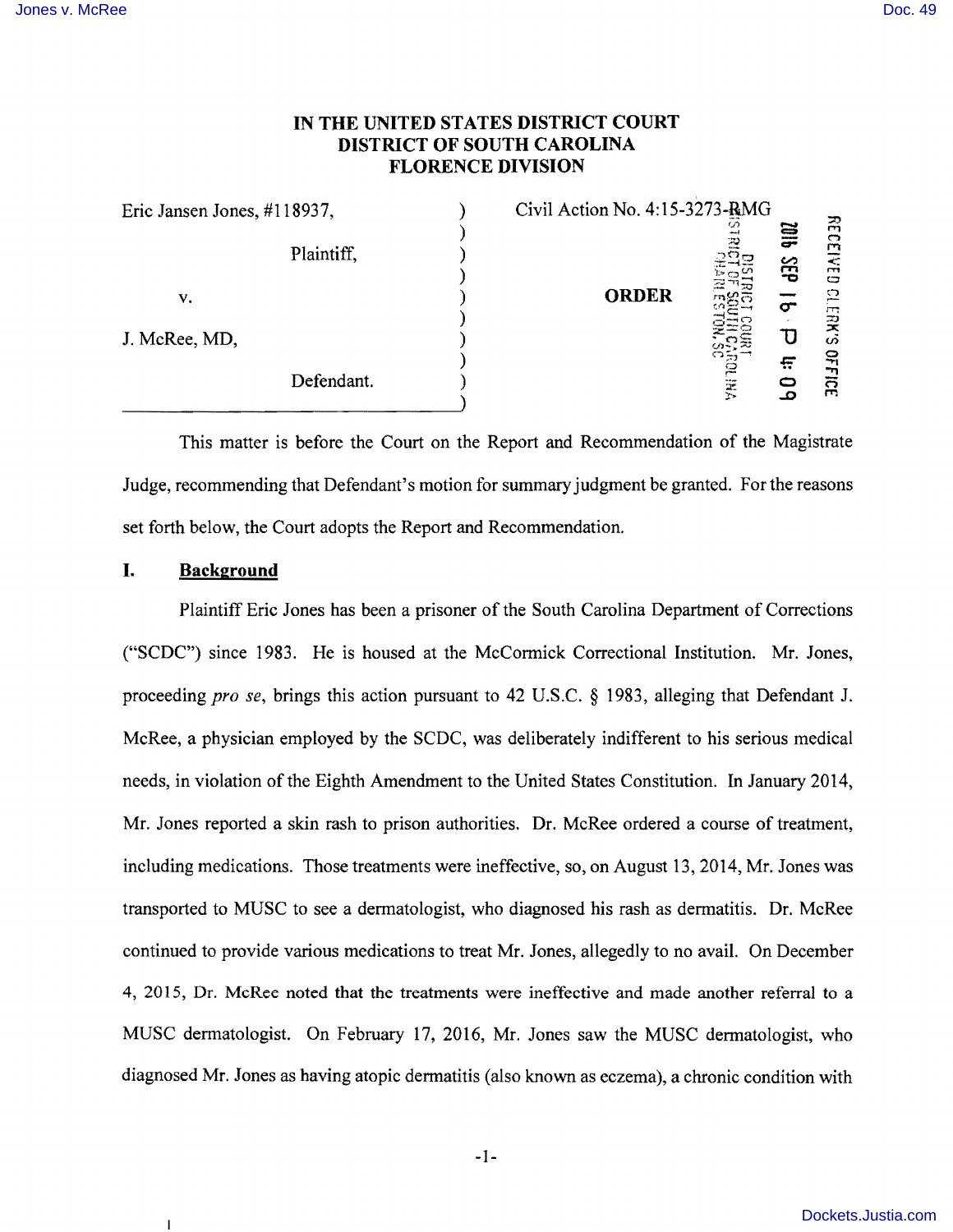# IN THE UNITED STATES DISTRICT COURT
# DISTRICT OF SOUTH CAROLINA
# FLORENCE DIVISION

| | | |
|---|---|---|
| Eric Jansen Jones, #118937, | ) | Civil Action No. 4:15-3273-RMG |
| | ) | |
| Plaintiff, | ) | |
| | ) | |
| v. | ) | **ORDER** |
| | ) | |
| J. McRee, MD, | ) | |
| | ) | |
| Defendant. | ) | |

This matter is before the Court on the Report and Recommendation of the Magistrate Judge, recommending that Defendant's motion for summary judgment be granted. For the reasons set forth below, the Court adopts the Report and Recommendation.

## I. Background

Plaintiff Eric Jones has been a prisoner of the South Carolina Department of Corrections ("SCDC") since 1983. He is housed at the McCormick Correctional Institution. Mr. Jones, proceeding *pro se*, brings this action pursuant to 42 U.S.C. § 1983, alleging that Defendant J. McRee, a physician employed by the SCDC, was deliberately indifferent to his serious medical needs, in violation of the Eighth Amendment to the United States Constitution. In January 2014, Mr. Jones reported a skin rash to prison authorities. Dr. McRee ordered a course of treatment, including medications. Those treatments were ineffective, so, on August 13, 2014, Mr. Jones was transported to MUSC to see a dermatologist, who diagnosed his rash as dermatitis. Dr. McRee continued to provide various medications to treat Mr. Jones, allegedly to no avail. On December 4, 2015, Dr. McRee noted that the treatments were ineffective and made another referral to a MUSC dermatologist. On February 17, 2016, Mr. Jones saw the MUSC dermatologist, who diagnosed Mr. Jones as having atopic dermatitis (also known as eczema), a chronic condition with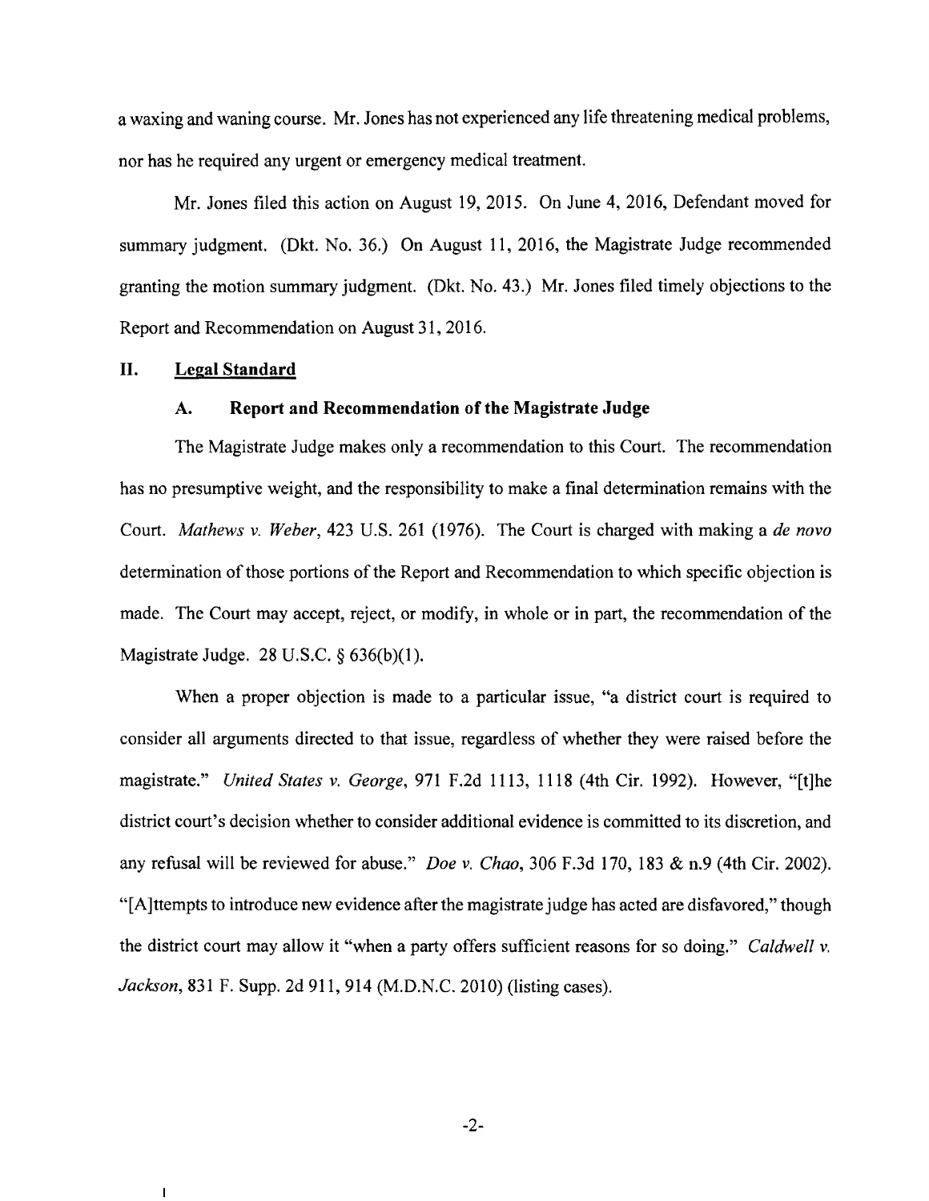a waxing and waning course. Mr. Jones has not experienced any life threatening medical problems, nor has he required any urgent or emergency medical treatment.

Mr. Jones filed this action on August 19, 2015. On June 4, 2016, Defendant moved for summary judgment. (Dkt. No. 36.) On August 11, 2016, the Magistrate Judge recommended granting the motion summary judgment. (Dkt. No. 43.) Mr. Jones filed timely objections to the Report and Recommendation on August 31, 2016.

## II. Legal Standard

### A. Report and Recommendation of the Magistrate Judge

The Magistrate Judge makes only a recommendation to this Court. The recommendation has no presumptive weight, and the responsibility to make a final determination remains with the Court. *Mathews v. Weber*, 423 U.S. 261 (1976). The Court is charged with making a *de novo* determination of those portions of the Report and Recommendation to which specific objection is made. The Court may accept, reject, or modify, in whole or in part, the recommendation of the Magistrate Judge. 28 U.S.C. § 636(b)(1).

When a proper objection is made to a particular issue, "a district court is required to consider all arguments directed to that issue, regardless of whether they were raised before the magistrate." *United States v. George*, 971 F.2d 1113, 1118 (4th Cir. 1992). However, "[t]he district court's decision whether to consider additional evidence is committed to its discretion, and any refusal will be reviewed for abuse." *Doe v. Chao*, 306 F.3d 170, 183 & n.9 (4th Cir. 2002). "[A]ttempts to introduce new evidence after the magistrate judge has acted are disfavored," though the district court may allow it "when a party offers sufficient reasons for so doing." *Caldwell v. Jackson*, 831 F. Supp. 2d 911, 914 (M.D.N.C. 2010) (listing cases).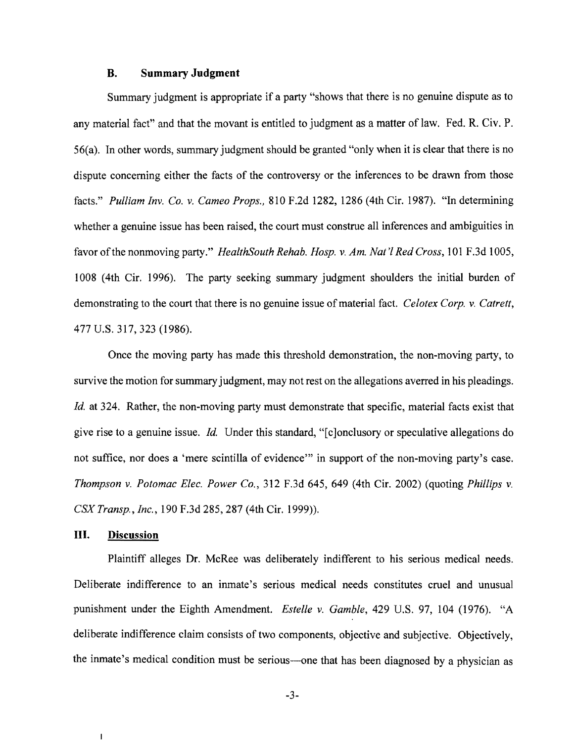### B. Summary Judgment

Summary judgment is appropriate if a party "shows that there is no genuine dispute as to any material fact" and that the movant is entitled to judgment as a matter of law. Fed. R. Civ. P. 56(a). In other words, summary judgment should be granted "only when it is clear that there is no dispute concerning either the facts of the controversy or the inferences to be drawn from those facts." *Pulliam Inv. Co. v. Cameo Props.*, 810 F.2d 1282, 1286 (4th Cir. 1987). "In determining whether a genuine issue has been raised, the court must construe all inferences and ambiguities in favor of the nonmoving party." *HealthSouth Rehab. Hosp. v. Am. Nat'l Red Cross*, 101 F.3d 1005, 1008 (4th Cir. 1996). The party seeking summary judgment shoulders the initial burden of demonstrating to the court that there is no genuine issue of material fact. *Celotex Corp. v. Catrett*, 477 U.S. 317, 323 (1986).

Once the moving party has made this threshold demonstration, the non-moving party, to survive the motion for summary judgment, may not rest on the allegations averred in his pleadings. *Id.* at 324. Rather, the non-moving party must demonstrate that specific, material facts exist that give rise to a genuine issue. *Id.* Under this standard, "[c]onclusory or speculative allegations do not suffice, nor does a 'mere scintilla of evidence'" in support of the non-moving party's case. *Thompson v. Potomac Elec. Power Co.*, 312 F.3d 645, 649 (4th Cir. 2002) (quoting *Phillips v. CSX Transp., Inc.*, 190 F.3d 285, 287 (4th Cir. 1999)).

## III. Discussion

Plaintiff alleges Dr. McRee was deliberately indifferent to his serious medical needs. Deliberate indifference to an inmate's serious medical needs constitutes cruel and unusual punishment under the Eighth Amendment. *Estelle v. Gamble*, 429 U.S. 97, 104 (1976). "A deliberate indifference claim consists of two components, objective and subjective. Objectively, the inmate's medical condition must be serious—one that has been diagnosed by a physician as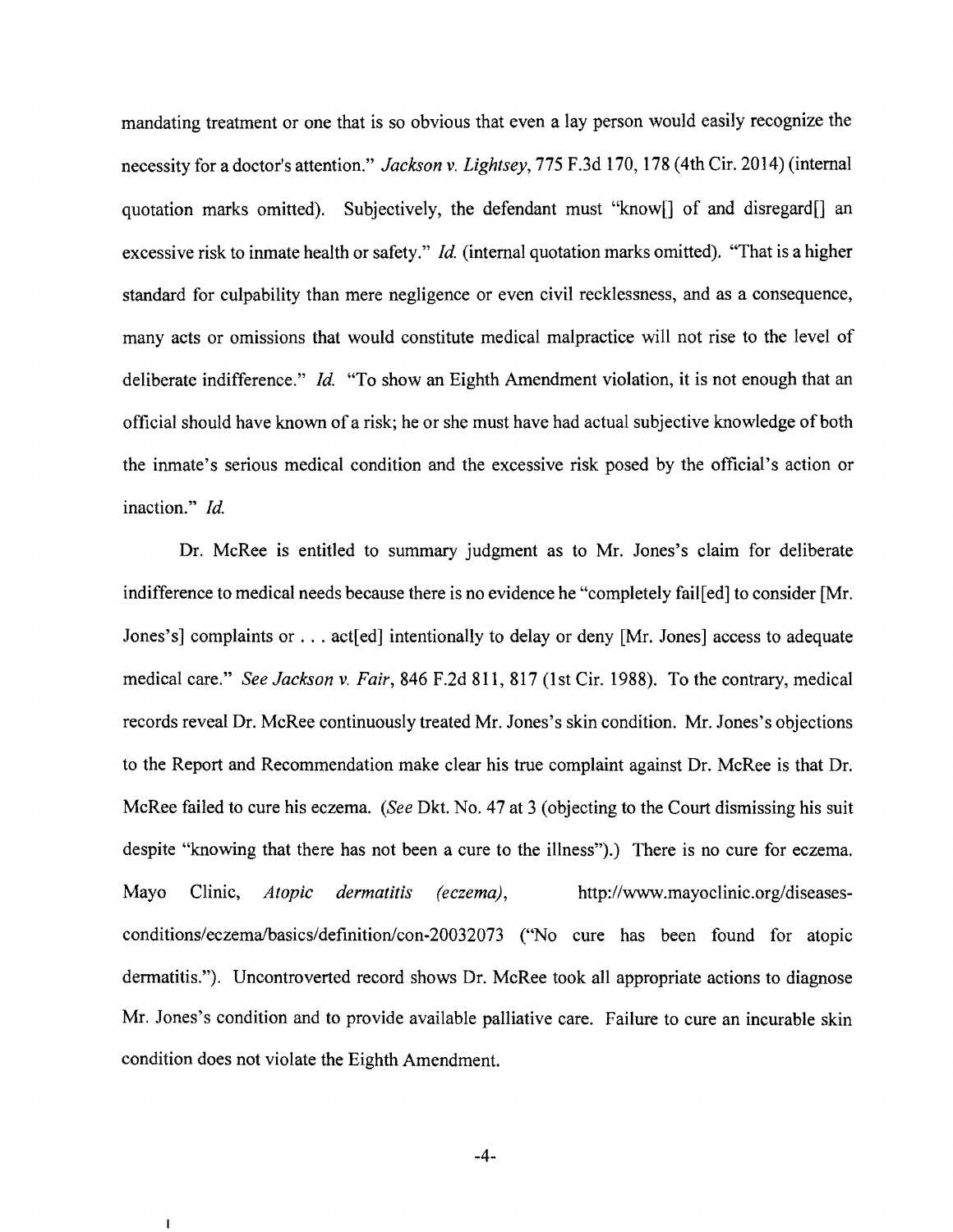mandating treatment or one that is so obvious that even a lay person would easily recognize the necessity for a doctor's attention." *Jackson v. Lightsey*, 775 F.3d 170, 178 (4th Cir. 2014) (internal quotation marks omitted). Subjectively, the defendant must "know[] of and disregard[] an excessive risk to inmate health or safety." *Id.* (internal quotation marks omitted). "That is a higher standard for culpability than mere negligence or even civil recklessness, and as a consequence, many acts or omissions that would constitute medical malpractice will not rise to the level of deliberate indifference." *Id.* "To show an Eighth Amendment violation, it is not enough that an official should have known of a risk; he or she must have had actual subjective knowledge of both the inmate's serious medical condition and the excessive risk posed by the official's action or inaction." *Id.*

Dr. McRee is entitled to summary judgment as to Mr. Jones's claim for deliberate indifference to medical needs because there is no evidence he "completely fail[ed] to consider [Mr. Jones's] complaints or . . . act[ed] intentionally to delay or deny [Mr. Jones] access to adequate medical care." *See Jackson v. Fair*, 846 F.2d 811, 817 (1st Cir. 1988). To the contrary, medical records reveal Dr. McRee continuously treated Mr. Jones's skin condition. Mr. Jones's objections to the Report and Recommendation make clear his true complaint against Dr. McRee is that Dr. McRee failed to cure his eczema. (*See* Dkt. No. 47 at 3 (objecting to the Court dismissing his suit despite "knowing that there has not been a cure to the illness").) There is no cure for eczema. Mayo Clinic, *Atopic dermatitis (eczema)*, http://www.mayoclinic.org/diseases-conditions/eczema/basics/definition/con-20032073 ("No cure has been found for atopic dermatitis."). Uncontroverted record shows Dr. McRee took all appropriate actions to diagnose Mr. Jones's condition and to provide available palliative care. Failure to cure an incurable skin condition does not violate the Eighth Amendment.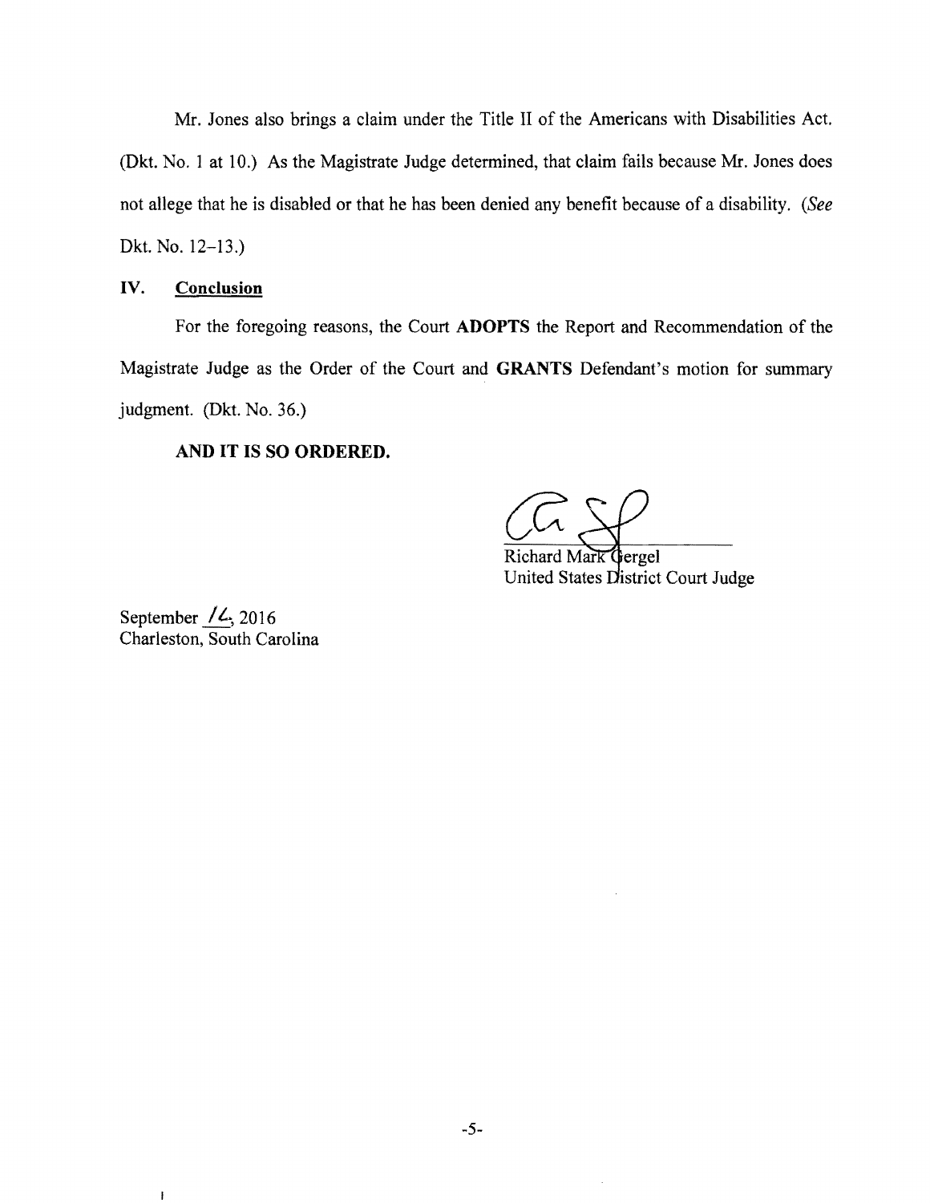Mr. Jones also brings a claim under the Title II of the Americans with Disabilities Act. (Dkt. No. 1 at 10.) As the Magistrate Judge determined, that claim fails because Mr. Jones does not allege that he is disabled or that he has been denied any benefit because of a disability. (*See* Dkt. No. 12–13.)

## IV. Conclusion

For the foregoing reasons, the Court **ADOPTS** the Report and Recommendation of the Magistrate Judge as the Order of the Court and **GRANTS** Defendant's motion for summary judgment. (Dkt. No. 36.)

**AND IT IS SO ORDERED.**

Richard Mark Gergel
United States District Court Judge

September 16, 2016
Charleston, South Carolina